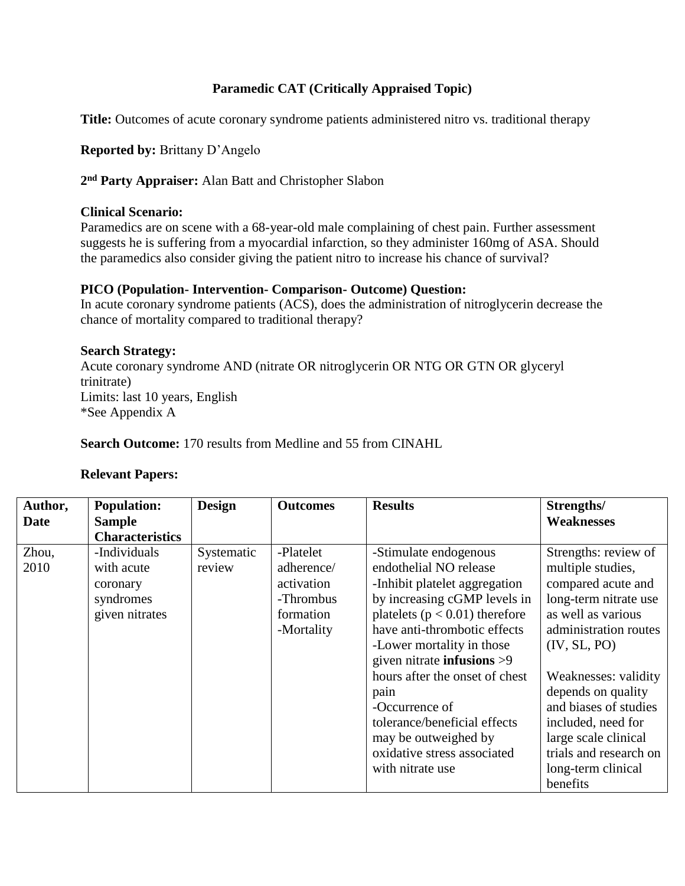# Paramedic CAT (Critically Appraised Topic)

**Title:** Outcomes of acute coronary syndrome patients administered nitro vs. traditional therapy

**Reported by:** Brittany D'Angelo

**2nd Party Appraiser:** Alan Batt and Christopher Slabon

**Clinical Scenario:**
Paramedics are on scene with a 68-year-old male complaining of chest pain. Further assessment suggests he is suffering from a myocardial infarction, so they administer 160mg of ASA. Should the paramedics also consider giving the patient nitro to increase his chance of survival?

**PICO (Population- Intervention- Comparison- Outcome) Question:**
In acute coronary syndrome patients (ACS), does the administration of nitroglycerin decrease the chance of mortality compared to traditional therapy?

**Search Strategy:**
Acute coronary syndrome AND (nitrate OR nitroglycerin OR NTG OR GTN OR glyceryl trinitrate)
Limits: last 10 years, English
*See Appendix A

**Search Outcome:** 170 results from Medline and 55 from CINAHL

**Relevant Papers:**

| Author, Date | Population: Sample Characteristics | Design | Outcomes | Results | Strengths/ Weaknesses |
|---|---|---|---|---|---|
| Zhou, 2010 | -Individuals with acute coronary syndromes given nitrates | Systematic review | -Platelet adherence/ activation<br>-Thrombus formation<br>-Mortality | -Stimulate endogenous endothelial NO release<br>-Inhibit platelet aggregation by increasing cGMP levels in platelets ($p < 0.01$) therefore have anti-thrombotic effects<br>-Lower mortality in those given nitrate **infusions** >9 hours after the onset of chest pain<br>-Occurrence of tolerance/beneficial effects may be outweighed by oxidative stress associated with nitrate use | Strengths: review of multiple studies, compared acute and long-term nitrate use as well as various administration routes (IV, SL, PO)<br><br>Weaknesses: validity depends on quality and biases of studies included, need for large scale clinical trials and research on long-term clinical benefits |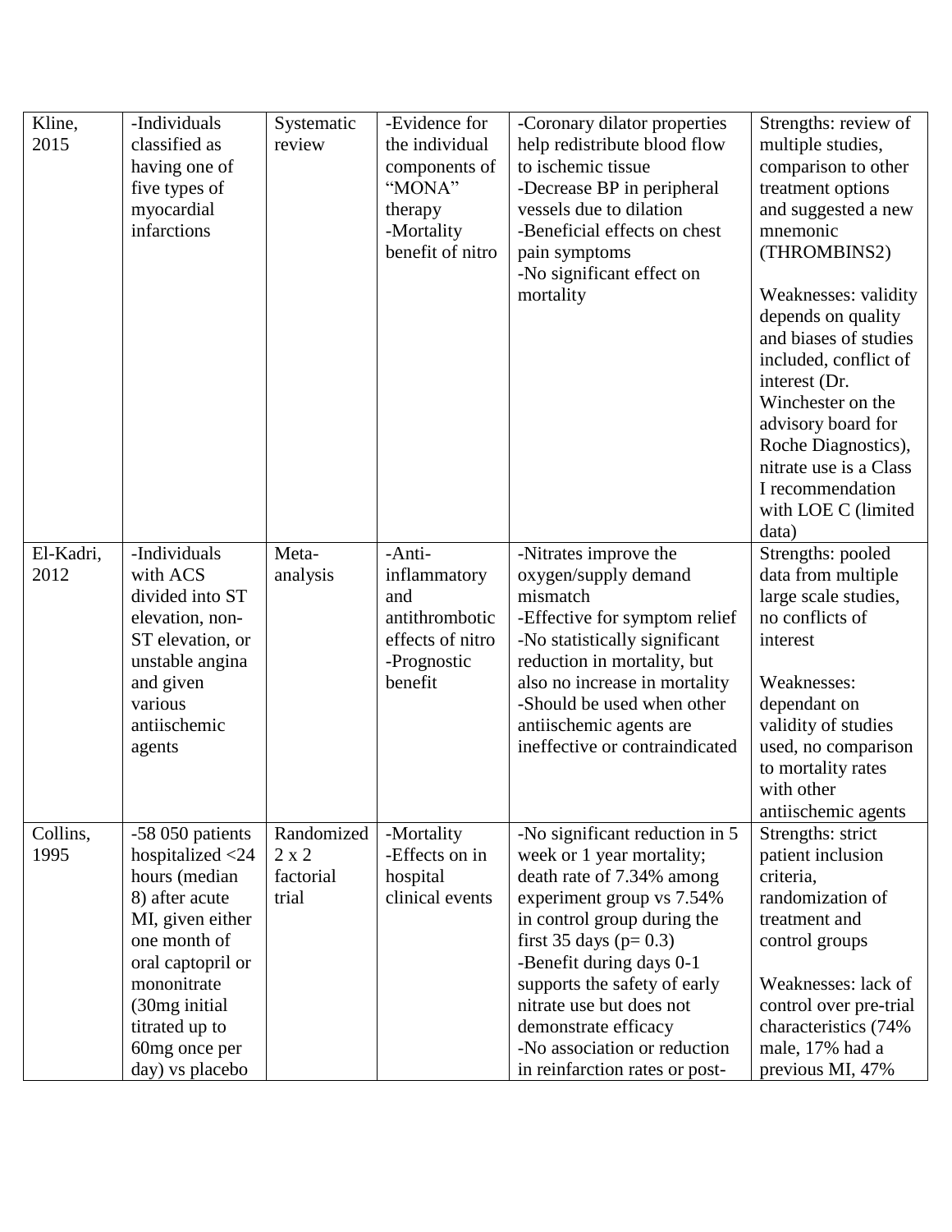| Kline, 2015 | -Individuals classified as having one of five types of myocardial infarctions | Systematic review | -Evidence for the individual components of "MONA" therapy<br>-Mortality benefit of nitro | -Coronary dilator properties help redistribute blood flow to ischemic tissue<br>-Decrease BP in peripheral vessels due to dilation<br>-Beneficial effects on chest pain symptoms<br>-No significant effect on mortality | Strengths: review of multiple studies, comparison to other treatment options and suggested a new mnemonic (THROMBINS2)<br><br>Weaknesses: validity depends on quality and biases of studies included, conflict of interest (Dr. Winchester on the advisory board for Roche Diagnostics), nitrate use is a Class I recommendation with LOE C (limited data) |
|---|---|---|---|---|---|
| El-Kadri, 2012 | -Individuals with ACS divided into ST elevation, non-ST elevation, or unstable angina and given various antiischemic agents | Meta-analysis | -Anti-inflammatory and antithrombotic effects of nitro<br>-Prognostic benefit | -Nitrates improve the oxygen/supply demand mismatch<br>-Effective for symptom relief<br>-No statistically significant reduction in mortality, but also no increase in mortality<br>-Should be used when other antiischemic agents are ineffective or contraindicated | Strengths: pooled data from multiple large scale studies, no conflicts of interest<br><br>Weaknesses: dependant on validity of studies used, no comparison to mortality rates with other antiischemic agents |
| Collins, 1995 | -58 050 patients hospitalized <24 hours (median 8) after acute MI, given either one month of oral captopril or mononitrate (30mg initial titrated up to 60mg once per day) vs placebo | Randomized 2 x 2 factorial trial | -Mortality<br>-Effects on in hospital clinical events | -No significant reduction in 5 week or 1 year mortality; death rate of 7.34% among experiment group vs 7.54% in control group during the first 35 days ($p= 0.3$)<br>-Benefit during days 0-1 supports the safety of early nitrate use but does not demonstrate efficacy<br>-No association or reduction in reinfarction rates or post- | Strengths: strict patient inclusion criteria, randomization of treatment and control groups<br><br>Weaknesses: lack of control over pre-trial characteristics (74% male, 17% had a previous MI, 47% |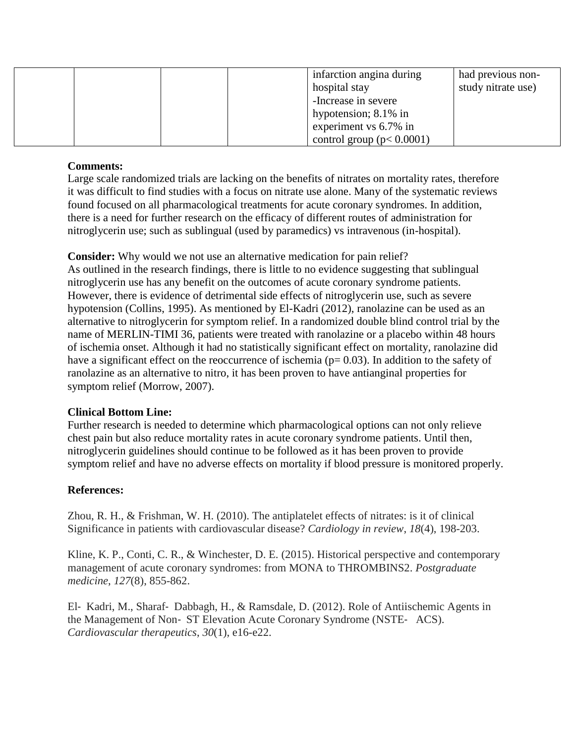|  |  |  |  | infarction angina during hospital stay<br>-Increase in severe hypotension; 8.1% in experiment vs 6.7% in control group ($p < 0.0001$) | had previous non-study nitrate use) |
|---|---|---|---|---|---|

**Comments:**
Large scale randomized trials are lacking on the benefits of nitrates on mortality rates, therefore it was difficult to find studies with a focus on nitrate use alone. Many of the systematic reviews found focused on all pharmacological treatments for acute coronary syndromes. In addition, there is a need for further research on the efficacy of different routes of administration for nitroglycerin use; such as sublingual (used by paramedics) vs intravenous (in-hospital).

**Consider:** Why would we not use an alternative medication for pain relief?
As outlined in the research findings, there is little to no evidence suggesting that sublingual nitroglycerin use has any benefit on the outcomes of acute coronary syndrome patients. However, there is evidence of detrimental side effects of nitroglycerin use, such as severe hypotension (Collins, 1995). As mentioned by El-Kadri (2012), ranolazine can be used as an alternative to nitroglycerin for symptom relief. In a randomized double blind control trial by the name of MERLIN-TIMI 36, patients were treated with ranolazine or a placebo within 48 hours of ischemia onset. Although it had no statistically significant effect on mortality, ranolazine did have a significant effect on the reoccurrence of ischemia ($p = 0.03$). In addition to the safety of ranolazine as an alternative to nitro, it has been proven to have antianginal properties for symptom relief (Morrow, 2007).

**Clinical Bottom Line:**
Further research is needed to determine which pharmacological options can not only relieve chest pain but also reduce mortality rates in acute coronary syndrome patients. Until then, nitroglycerin guidelines should continue to be followed as it has been proven to provide symptom relief and have no adverse effects on mortality if blood pressure is monitored properly.

**References:**

Zhou, R. H., & Frishman, W. H. (2010). The antiplatelet effects of nitrates: is it of clinical Significance in patients with cardiovascular disease? *Cardiology in review*, *18*(4), 198-203.

Kline, K. P., Conti, C. R., & Winchester, D. E. (2015). Historical perspective and contemporary management of acute coronary syndromes: from MONA to THROMBINS2. *Postgraduate medicine*, *127*(8), 855-862.

El‐Kadri, M., Sharaf‐Dabbagh, H., & Ramsdale, D. (2012). Role of Antiischemic Agents in the Management of Non‐ST Elevation Acute Coronary Syndrome (NSTE‐ACS). *Cardiovascular therapeutics*, *30*(1), e16-e22.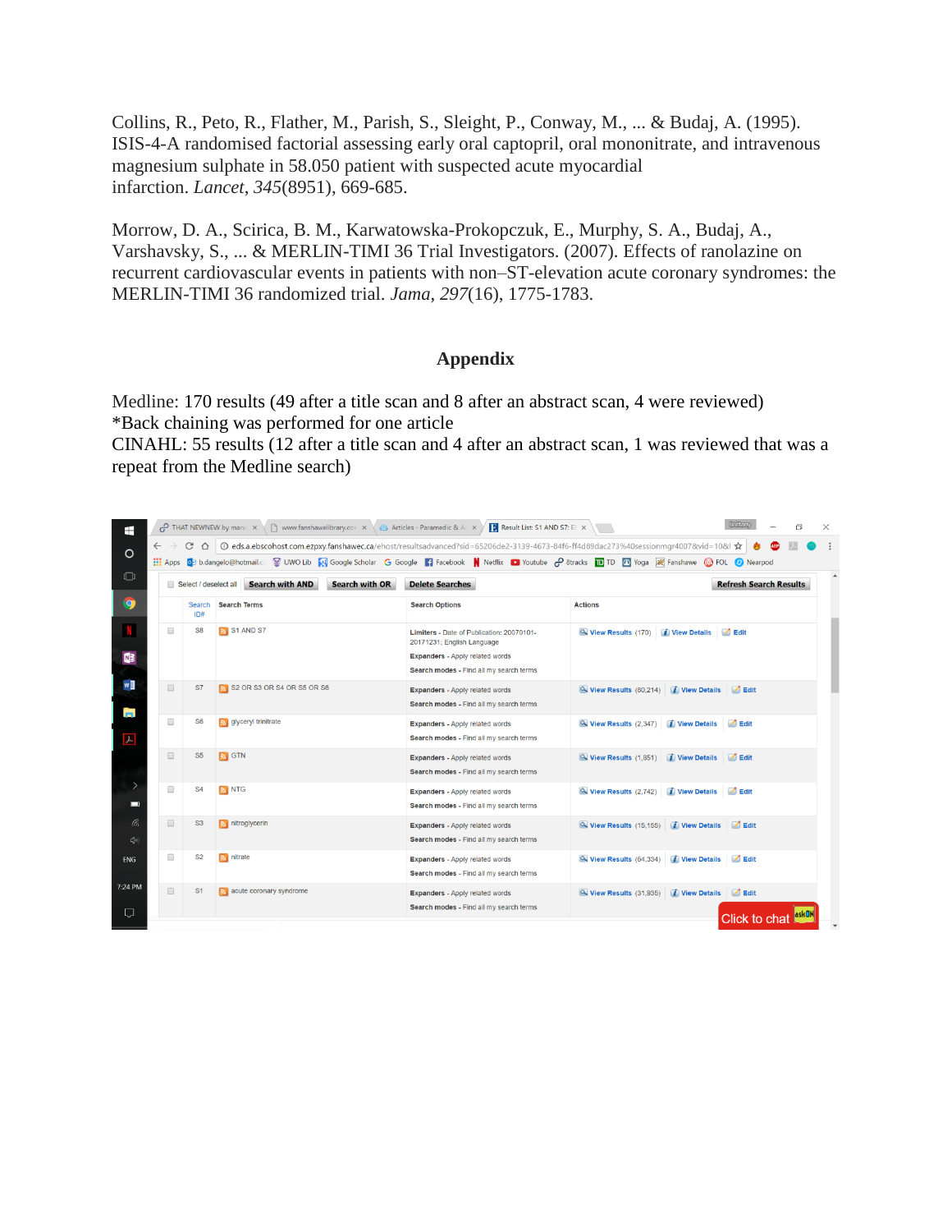Collins, R., Peto, R., Flather, M., Parish, S., Sleight, P., Conway, M., ... & Budaj, A. (1995). ISIS-4-A randomised factorial assessing early oral captopril, oral mononitrate, and intravenous magnesium sulphate in 58.050 patient with suspected acute myocardial infarction. *Lancet*, *345*(8951), 669-685.

Morrow, D. A., Scirica, B. M., Karwatowska-Prokopczuk, E., Murphy, S. A., Budaj, A., Varshavsky, S., ... & MERLIN-TIMI 36 Trial Investigators. (2007). Effects of ranolazine on recurrent cardiovascular events in patients with non–ST-elevation acute coronary syndromes: the MERLIN-TIMI 36 randomized trial. *Jama*, *297*(16), 1775-1783.

## Appendix

Medline: 170 results (49 after a title scan and 8 after an abstract scan, 4 were reviewed)
*Back chaining was performed for one article
CINAHL: 55 results (12 after a title scan and 4 after an abstract scan, 1 was reviewed that was a repeat from the Medline search)

| Search ID# | Search Terms | Search Options | Actions |
|---|---|---|---|
| S8 | S1 AND S7 | Limiters - Date of Publication: 20070101-20171231; English Language; Expanders - Apply related words; Search modes - Find all my search terms | View Results (170) View Details Edit |
| S7 | S2 OR S3 OR S4 OR S5 OR S6 | Expanders - Apply related words; Search modes - Find all my search terms | View Results (80,214) View Details Edit |
| S6 | glyceryl trinitrate | Expanders - Apply related words; Search modes - Find all my search terms | View Results (2,347) View Details Edit |
| S5 | GTN | Expanders - Apply related words; Search modes - Find all my search terms | View Results (1,851) View Details Edit |
| S4 | NTG | Expanders - Apply related words; Search modes - Find all my search terms | View Results (2,742) View Details Edit |
| S3 | nitroglycerin | Expanders - Apply related words; Search modes - Find all my search terms | View Results (15,155) View Details Edit |
| S2 | nitrate | Expanders - Apply related words; Search modes - Find all my search terms | View Results (64,334) View Details Edit |
| S1 | acute coronary syndrome | Expanders - Apply related words; Search modes - Find all my search terms | View Results (31,935) View Details Edit |